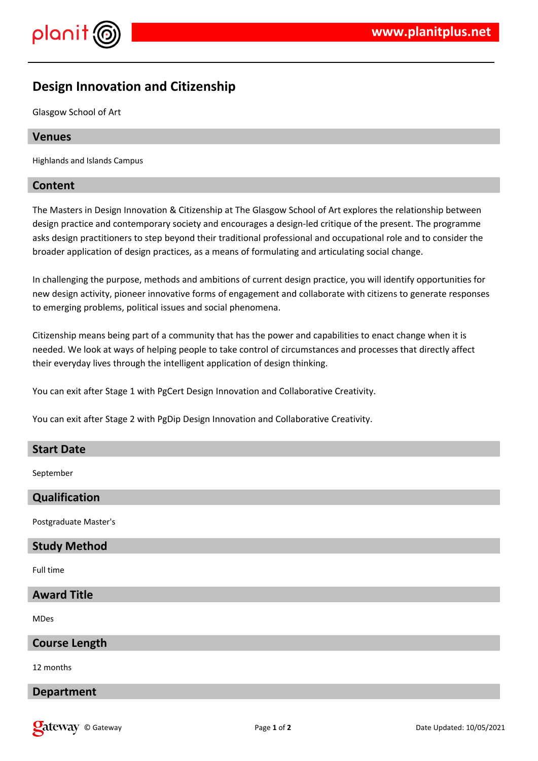# Design Innovation and Citizenship

Glasgow School of Art

## Venues

Highlands and Islands Campus

## Content

The Masters in Design Innovation & Citizenship at The Glasgow School of Art explores the relationship between design practice and contemporary society and encourages a design-led critique of the present. The programme asks design practitioners to step beyond their traditional professional and occupational role and to consider the broader application of design practices, as a means of formulating and articulating social change.

In challenging the purpose, methods and ambitions of current design practice, you will identify opportunities for new design activity, pioneer innovative forms of engagement and collaborate with citizens to generate responses to emerging problems, political issues and social phenomena.

Citizenship means being part of a community that has the power and capabilities to enact change when it is needed. We look at ways of helping people to take control of circumstances and processes that directly affect their everyday lives through the intelligent application of design thinking.

You can exit after Stage 1 with PgCert Design Innovation and Collaborative Creativity.

You can exit after Stage 2 with PgDip Design Innovation and Collaborative Creativity.

## Start Date

September

## Qualification

Postgraduate Master's

## Study Method

Full time

## Award Title

MDes

## Course Length

12 months

## Department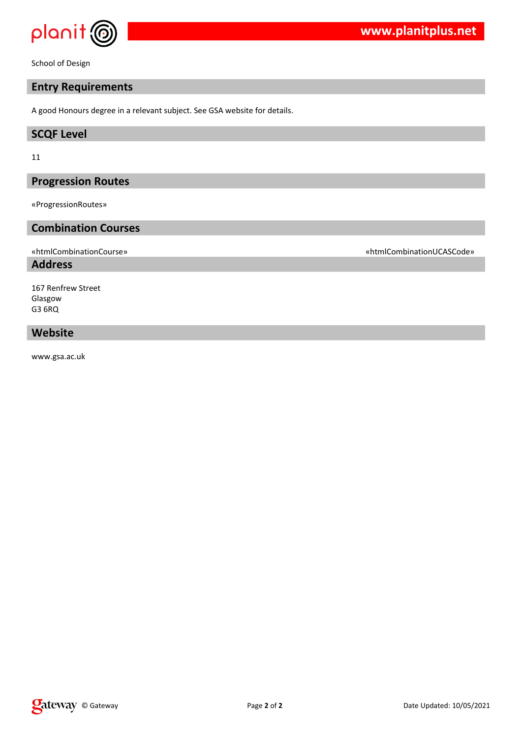School of Design

## Entry Requirements

A good Honours degree in a relevant subject. See GSA website for details.

## SCQF Level

11

## Progression Routes

«ProgressionRoutes»

## Combination Courses

«htmlCombinationCourse» «htmlCombinationUCASCode»

## Address

167 Renfrew Street
Glasgow
G3 6RQ

## Website

www.gsa.ac.uk